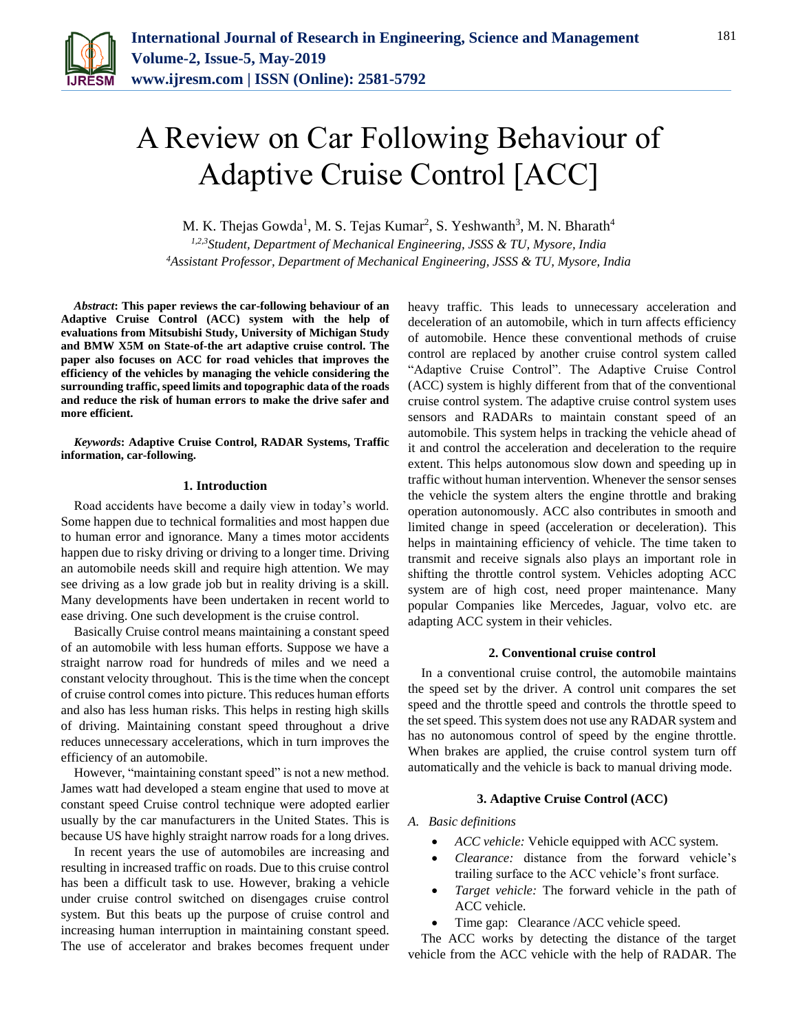# A Review on Car Following Behaviour of Adaptive Cruise Control [ACC]

M. K. Thejas Gowda[1], M. S. Tejas Kumar[2], S. Yeshwanth[3], M. N. Bharath[4]

[1,2,3]*Student, Department of Mechanical Engineering, JSSS & TU, Mysore, India*
[4]*Assistant Professor, Department of Mechanical Engineering, JSSS & TU, Mysore, India*

***Abstract*: This paper reviews the car-following behaviour of an Adaptive Cruise Control (ACC) system with the help of evaluations from Mitsubishi Study, University of Michigan Study and BMW X5M on State-of-the art adaptive cruise control. The paper also focuses on ACC for road vehicles that improves the efficiency of the vehicles by managing the vehicle considering the surrounding traffic, speed limits and topographic data of the roads and reduce the risk of human errors to make the drive safer and more efficient.**

***Keywords*: Adaptive Cruise Control, RADAR Systems, Traffic information, car-following.**

## 1. Introduction

Road accidents have become a daily view in today's world. Some happen due to technical formalities and most happen due to human error and ignorance. Many a times motor accidents happen due to risky driving or driving to a longer time. Driving an automobile needs skill and require high attention. We may see driving as a low grade job but in reality driving is a skill. Many developments have been undertaken in recent world to ease driving. One such development is the cruise control.

Basically Cruise control means maintaining a constant speed of an automobile with less human efforts. Suppose we have a straight narrow road for hundreds of miles and we need a constant velocity throughout. This is the time when the concept of cruise control comes into picture. This reduces human efforts and also has less human risks. This helps in resting high skills of driving. Maintaining constant speed throughout a drive reduces unnecessary accelerations, which in turn improves the efficiency of an automobile.

However, "maintaining constant speed" is not a new method. James watt had developed a steam engine that used to move at constant speed Cruise control technique were adopted earlier usually by the car manufacturers in the United States. This is because US have highly straight narrow roads for a long drives.

In recent years the use of automobiles are increasing and resulting in increased traffic on roads. Due to this cruise control has been a difficult task to use. However, braking a vehicle under cruise control switched on disengages cruise control system. But this beats up the purpose of cruise control and increasing human interruption in maintaining constant speed. The use of accelerator and brakes becomes frequent under heavy traffic. This leads to unnecessary acceleration and deceleration of an automobile, which in turn affects efficiency of automobile. Hence these conventional methods of cruise control are replaced by another cruise control system called "Adaptive Cruise Control". The Adaptive Cruise Control (ACC) system is highly different from that of the conventional cruise control system. The adaptive cruise control system uses sensors and RADARs to maintain constant speed of an automobile. This system helps in tracking the vehicle ahead of it and control the acceleration and deceleration to the require extent. This helps autonomous slow down and speeding up in traffic without human intervention. Whenever the sensor senses the vehicle the system alters the engine throttle and braking operation autonomously. ACC also contributes in smooth and limited change in speed (acceleration or deceleration). This helps in maintaining efficiency of vehicle. The time taken to transmit and receive signals also plays an important role in shifting the throttle control system. Vehicles adopting ACC system are of high cost, need proper maintenance. Many popular Companies like Mercedes, Jaguar, volvo etc. are adapting ACC system in their vehicles.

## 2. Conventional cruise control

In a conventional cruise control, the automobile maintains the speed set by the driver. A control unit compares the set speed and the throttle speed and controls the throttle speed to the set speed. This system does not use any RADAR system and has no autonomous control of speed by the engine throttle. When brakes are applied, the cruise control system turn off automatically and the vehicle is back to manual driving mode.

## 3. Adaptive Cruise Control (ACC)

### *A. Basic definitions*

- *ACC vehicle:* Vehicle equipped with ACC system.
- *Clearance:* distance from the forward vehicle's trailing surface to the ACC vehicle's front surface.
- *Target vehicle:* The forward vehicle in the path of ACC vehicle.
- Time gap: Clearance /ACC vehicle speed.

The ACC works by detecting the distance of the target vehicle from the ACC vehicle with the help of RADAR. The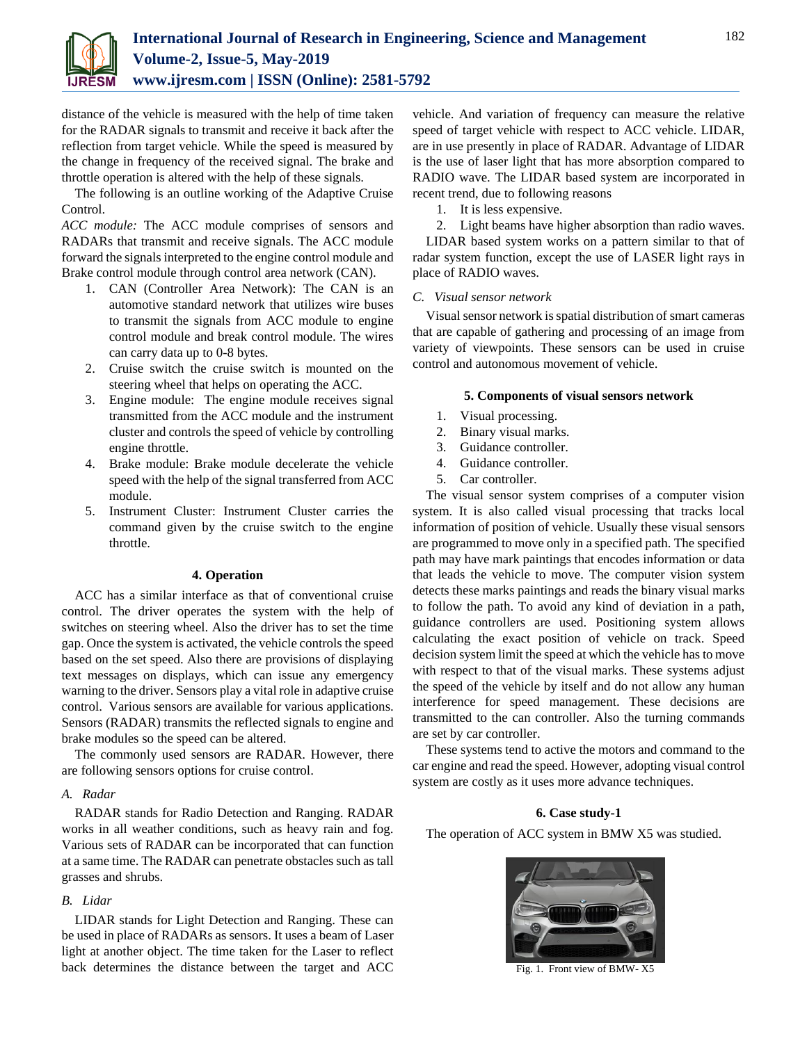distance of the vehicle is measured with the help of time taken for the RADAR signals to transmit and receive it back after the reflection from target vehicle. While the speed is measured by the change in frequency of the received signal. The brake and throttle operation is altered with the help of these signals.

The following is an outline working of the Adaptive Cruise Control.

*ACC module:* The ACC module comprises of sensors and RADARs that transmit and receive signals. The ACC module forward the signals interpreted to the engine control module and Brake control module through control area network (CAN).

1. CAN (Controller Area Network): The CAN is an automotive standard network that utilizes wire buses to transmit the signals from ACC module to engine control module and break control module. The wires can carry data up to 0-8 bytes.
2. Cruise switch the cruise switch is mounted on the steering wheel that helps on operating the ACC.
3. Engine module: The engine module receives signal transmitted from the ACC module and the instrument cluster and controls the speed of vehicle by controlling engine throttle.
4. Brake module: Brake module decelerate the vehicle speed with the help of the signal transferred from ACC module.
5. Instrument Cluster: Instrument Cluster carries the command given by the cruise switch to the engine throttle.

## 4. Operation

ACC has a similar interface as that of conventional cruise control. The driver operates the system with the help of switches on steering wheel. Also the driver has to set the time gap. Once the system is activated, the vehicle controls the speed based on the set speed. Also there are provisions of displaying text messages on displays, which can issue any emergency warning to the driver. Sensors play a vital role in adaptive cruise control. Various sensors are available for various applications. Sensors (RADAR) transmits the reflected signals to engine and brake modules so the speed can be altered.

The commonly used sensors are RADAR. However, there are following sensors options for cruise control.

### *A. Radar*

RADAR stands for Radio Detection and Ranging. RADAR works in all weather conditions, such as heavy rain and fog. Various sets of RADAR can be incorporated that can function at a same time. The RADAR can penetrate obstacles such as tall grasses and shrubs.

### *B. Lidar*

LIDAR stands for Light Detection and Ranging. These can be used in place of RADARs as sensors. It uses a beam of Laser light at another object. The time taken for the Laser to reflect back determines the distance between the target and ACC vehicle. And variation of frequency can measure the relative speed of target vehicle with respect to ACC vehicle. LIDAR, are in use presently in place of RADAR. Advantage of LIDAR is the use of laser light that has more absorption compared to RADIO wave. The LIDAR based system are incorporated in recent trend, due to following reasons

1. It is less expensive.
2. Light beams have higher absorption than radio waves.

LIDAR based system works on a pattern similar to that of radar system function, except the use of LASER light rays in place of RADIO waves.

### *C. Visual sensor network*

Visual sensor network is spatial distribution of smart cameras that are capable of gathering and processing of an image from variety of viewpoints. These sensors can be used in cruise control and autonomous movement of vehicle.

## 5. Components of visual sensors network

1. Visual processing.
2. Binary visual marks.
3. Guidance controller.
4. Guidance controller.
5. Car controller.

The visual sensor system comprises of a computer vision system. It is also called visual processing that tracks local information of position of vehicle. Usually these visual sensors are programmed to move only in a specified path. The specified path may have mark paintings that encodes information or data that leads the vehicle to move. The computer vision system detects these marks paintings and reads the binary visual marks to follow the path. To avoid any kind of deviation in a path, guidance controllers are used. Positioning system allows calculating the exact position of vehicle on track. Speed decision system limit the speed at which the vehicle has to move with respect to that of the visual marks. These systems adjust the speed of the vehicle by itself and do not allow any human interference for speed management. These decisions are transmitted to the can controller. Also the turning commands are set by car controller.

These systems tend to active the motors and command to the car engine and read the speed. However, adopting visual control system are costly as it uses more advance techniques.

## 6. Case study-1

The operation of ACC system in BMW X5 was studied.

Fig. 1. Front view of BMW- X5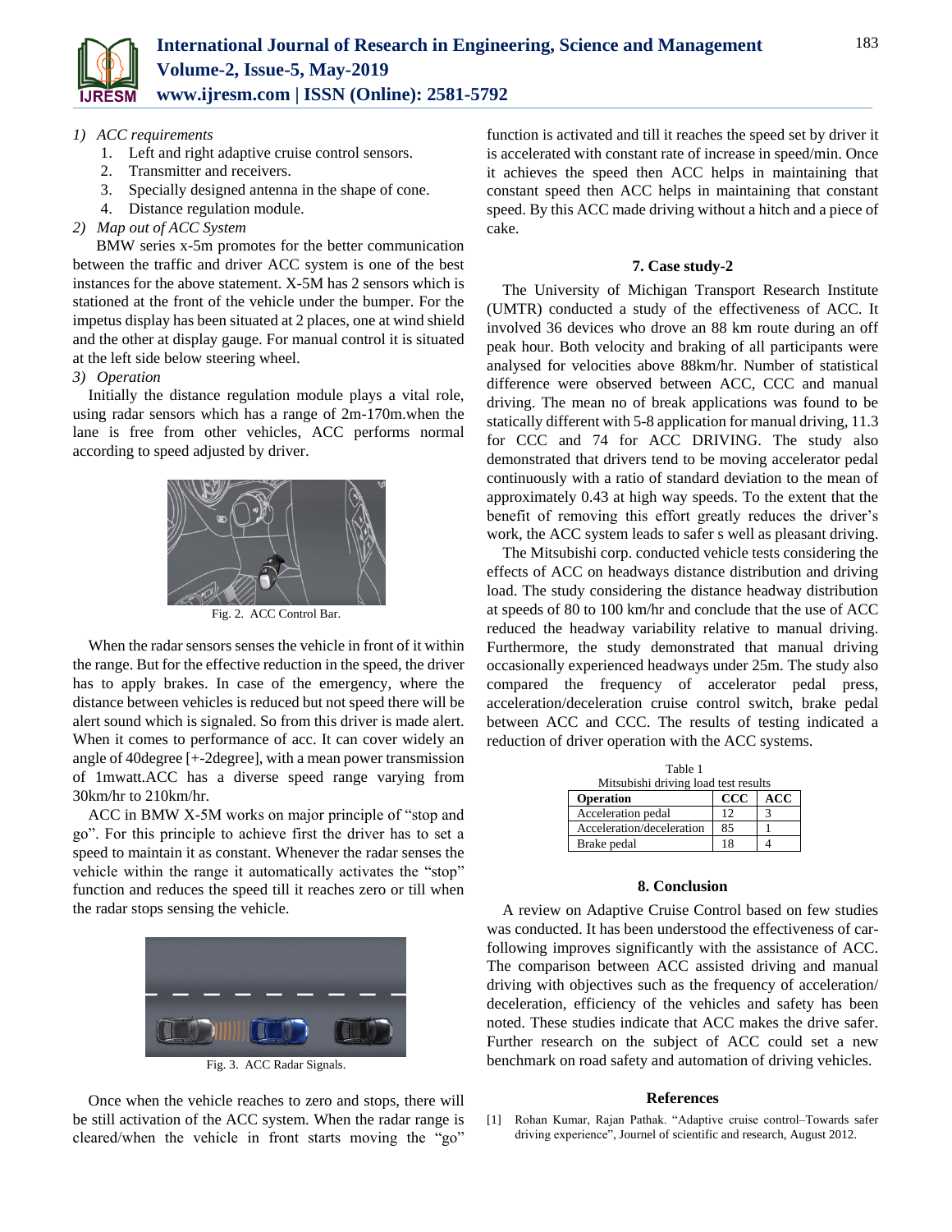*1) ACC requirements*

1. Left and right adaptive cruise control sensors.
2. Transmitter and receivers.
3. Specially designed antenna in the shape of cone.
4. Distance regulation module.

*2) Map out of ACC System*

BMW series x-5m promotes for the better communication between the traffic and driver ACC system is one of the best instances for the above statement. X-5M has 2 sensors which is stationed at the front of the vehicle under the bumper. For the impetus display has been situated at 2 places, one at wind shield and the other at display gauge. For manual control it is situated at the left side below steering wheel.

*3) Operation*

Initially the distance regulation module plays a vital role, using radar sensors which has a range of 2m-170m.when the lane is free from other vehicles, ACC performs normal according to speed adjusted by driver.

Fig. 2. ACC Control Bar.

When the radar sensors senses the vehicle in front of it within the range. But for the effective reduction in the speed, the driver has to apply brakes. In case of the emergency, where the distance between vehicles is reduced but not speed there will be alert sound which is signaled. So from this driver is made alert. When it comes to performance of acc. It can cover widely an angle of 40degree [+-2degree], with a mean power transmission of 1mwatt.ACC has a diverse speed range varying from 30km/hr to 210km/hr.

ACC in BMW X-5M works on major principle of "stop and go". For this principle to achieve first the driver has to set a speed to maintain it as constant. Whenever the radar senses the vehicle within the range it automatically activates the "stop" function and reduces the speed till it reaches zero or till when the radar stops sensing the vehicle.

Fig. 3. ACC Radar Signals.

Once when the vehicle reaches to zero and stops, there will be still activation of the ACC system. When the radar range is cleared/when the vehicle in front starts moving the "go" function is activated and till it reaches the speed set by driver it is accelerated with constant rate of increase in speed/min. Once it achieves the speed then ACC helps in maintaining that constant speed then ACC helps in maintaining that constant speed. By this ACC made driving without a hitch and a piece of cake.

## 7. Case study-2

The University of Michigan Transport Research Institute (UMTR) conducted a study of the effectiveness of ACC. It involved 36 devices who drove an 88 km route during an off peak hour. Both velocity and braking of all participants were analysed for velocities above 88km/hr. Number of statistical difference were observed between ACC, CCC and manual driving. The mean no of break applications was found to be statically different with 5-8 application for manual driving, 11.3 for CCC and 74 for ACC DRIVING. The study also demonstrated that drivers tend to be moving accelerator pedal continuously with a ratio of standard deviation to the mean of approximately 0.43 at high way speeds. To the extent that the benefit of removing this effort greatly reduces the driver's work, the ACC system leads to safer s well as pleasant driving.

The Mitsubishi corp. conducted vehicle tests considering the effects of ACC on headways distance distribution and driving load. The study considering the distance headway distribution at speeds of 80 to 100 km/hr and conclude that the use of ACC reduced the headway variability relative to manual driving. Furthermore, the study demonstrated that manual driving occasionally experienced headways under 25m. The study also compared the frequency of accelerator pedal press, acceleration/deceleration cruise control switch, brake pedal between ACC and CCC. The results of testing indicated a reduction of driver operation with the ACC systems.

Table 1
Mitsubishi driving load test results

| Operation | CCC | ACC |
|---|---|---|
| Acceleration pedal | 12 | 3 |
| Acceleration/deceleration | 85 | 1 |
| Brake pedal | 18 | 4 |

## 8. Conclusion

A review on Adaptive Cruise Control based on few studies was conducted. It has been understood the effectiveness of car-following improves significantly with the assistance of ACC. The comparison between ACC assisted driving and manual driving with objectives such as the frequency of acceleration/ deceleration, efficiency of the vehicles and safety has been noted. These studies indicate that ACC makes the drive safer. Further research on the subject of ACC could set a new benchmark on road safety and automation of driving vehicles.

## References

[1] Rohan Kumar, Rajan Pathak. "Adaptive cruise control–Towards safer driving experience", Journel of scientific and research, August 2012.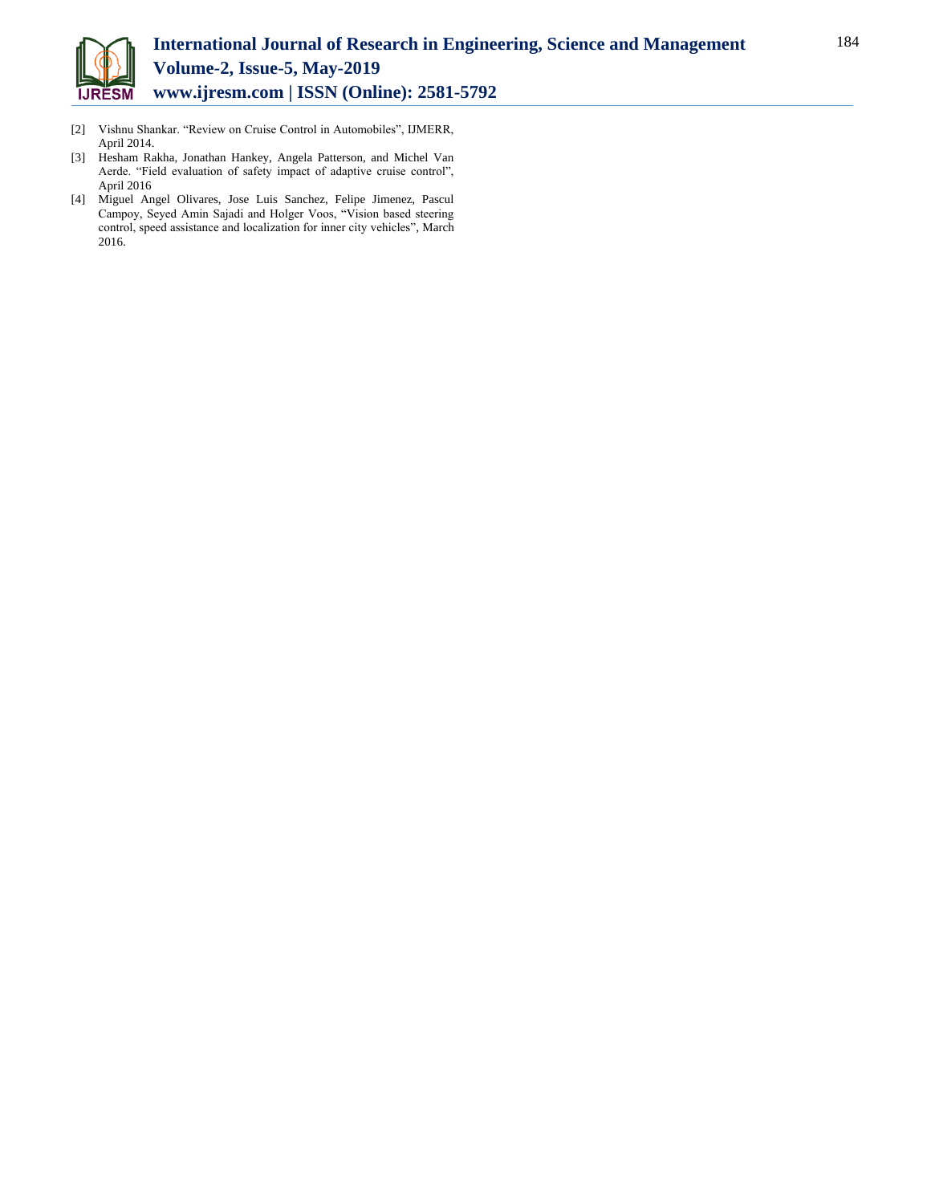[2] Vishnu Shankar. "Review on Cruise Control in Automobiles", IJMERR, April 2014.

[3] Hesham Rakha, Jonathan Hankey, Angela Patterson, and Michel Van Aerde. "Field evaluation of safety impact of adaptive cruise control", April 2016

[4] Miguel Angel Olivares, Jose Luis Sanchez, Felipe Jimenez, Pascul Campoy, Seyed Amin Sajadi and Holger Voos, "Vision based steering control, speed assistance and localization for inner city vehicles", March 2016.